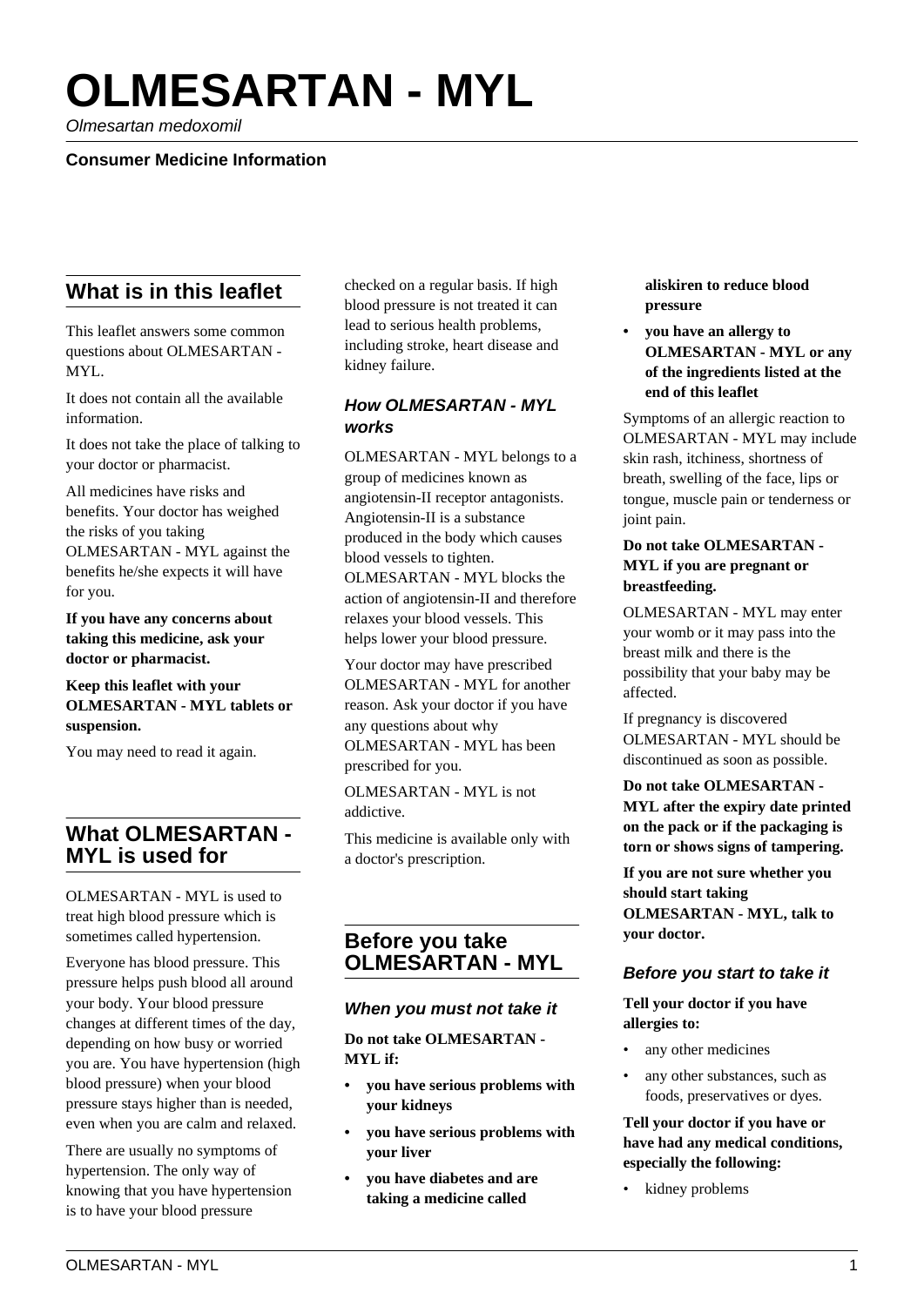# OLMESARTAN - MYL

*Olmesartan medoxomil*

**Consumer Medicine Information**

## What is in this leaflet

This leaflet answers some common questions about OLMESARTAN - MYL.

It does not contain all the available information.

It does not take the place of talking to your doctor or pharmacist.

All medicines have risks and benefits. Your doctor has weighed the risks of you taking OLMESARTAN - MYL against the benefits he/she expects it will have for you.

**If you have any concerns about taking this medicine, ask your doctor or pharmacist.**

**Keep this leaflet with your OLMESARTAN - MYL tablets or suspension.**

You may need to read it again.

## What OLMESARTAN - MYL is used for

OLMESARTAN - MYL is used to treat high blood pressure which is sometimes called hypertension.

Everyone has blood pressure. This pressure helps push blood all around your body. Your blood pressure changes at different times of the day, depending on how busy or worried you are. You have hypertension (high blood pressure) when your blood pressure stays higher than is needed, even when you are calm and relaxed.

There are usually no symptoms of hypertension. The only way of knowing that you have hypertension is to have your blood pressure checked on a regular basis. If high blood pressure is not treated it can lead to serious health problems, including stroke, heart disease and kidney failure.

### How OLMESARTAN - MYL works

OLMESARTAN - MYL belongs to a group of medicines known as angiotensin-II receptor antagonists. Angiotensin-II is a substance produced in the body which causes blood vessels to tighten. OLMESARTAN - MYL blocks the action of angiotensin-II and therefore relaxes your blood vessels. This helps lower your blood pressure.

Your doctor may have prescribed OLMESARTAN - MYL for another reason. Ask your doctor if you have any questions about why OLMESARTAN - MYL has been prescribed for you.

OLMESARTAN - MYL is not addictive.

This medicine is available only with a doctor's prescription.

## Before you take OLMESARTAN - MYL

### When you must not take it

**Do not take OLMESARTAN - MYL if:**

- **you have serious problems with your kidneys**
- **you have serious problems with your liver**
- **you have diabetes and are taking a medicine called aliskiren to reduce blood pressure**
- **you have an allergy to OLMESARTAN - MYL or any of the ingredients listed at the end of this leaflet**

Symptoms of an allergic reaction to OLMESARTAN - MYL may include skin rash, itchiness, shortness of breath, swelling of the face, lips or tongue, muscle pain or tenderness or joint pain.

**Do not take OLMESARTAN - MYL if you are pregnant or breastfeeding.**

OLMESARTAN - MYL may enter your womb or it may pass into the breast milk and there is the possibility that your baby may be affected.

If pregnancy is discovered OLMESARTAN - MYL should be discontinued as soon as possible.

**Do not take OLMESARTAN - MYL after the expiry date printed on the pack or if the packaging is torn or shows signs of tampering.**

**If you are not sure whether you should start taking OLMESARTAN - MYL, talk to your doctor.**

### Before you start to take it

**Tell your doctor if you have allergies to:**

- any other medicines
- any other substances, such as foods, preservatives or dyes.

**Tell your doctor if you have or have had any medical conditions, especially the following:**

- kidney problems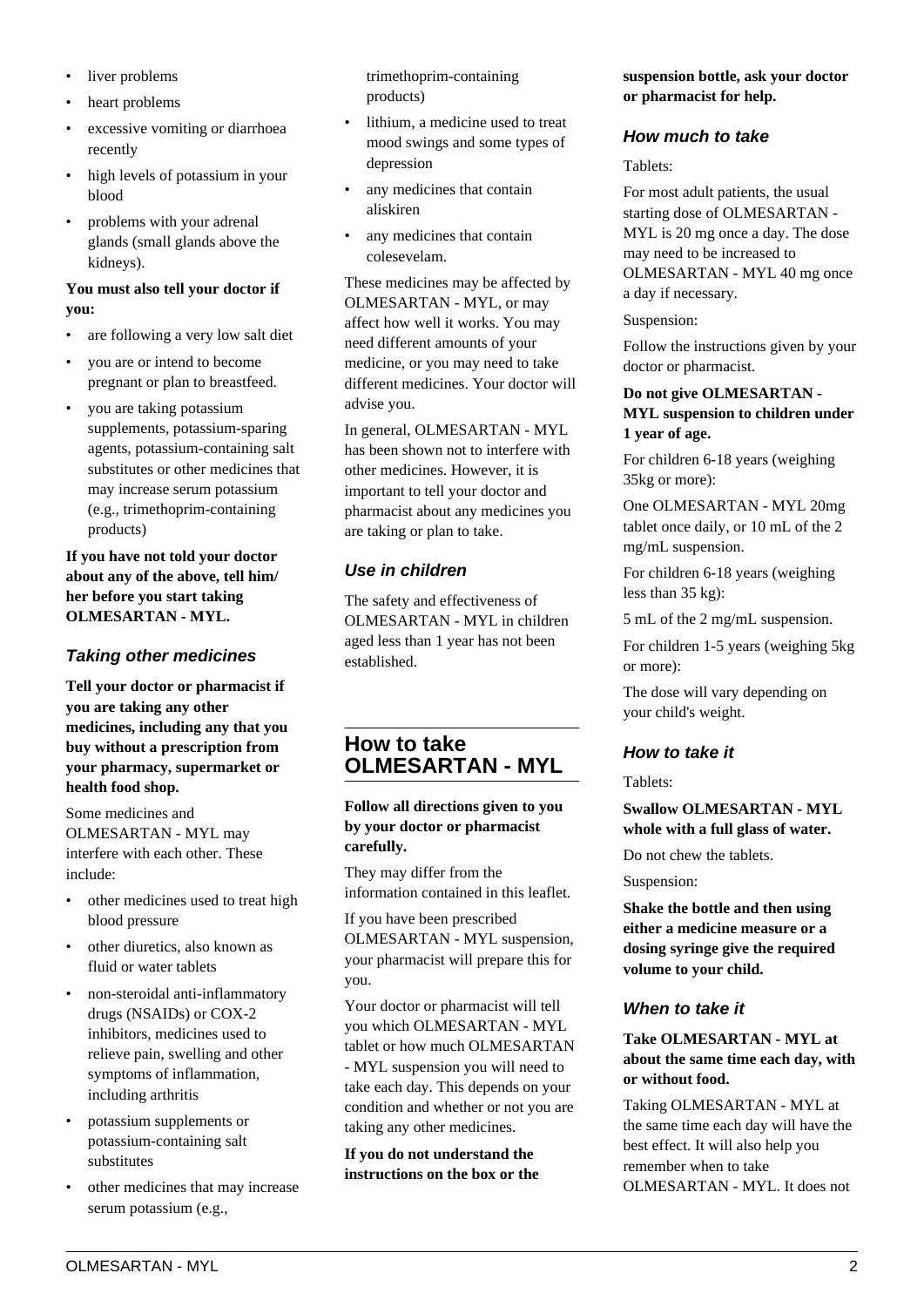- liver problems
- heart problems
- excessive vomiting or diarrhoea recently
- high levels of potassium in your blood
- problems with your adrenal glands (small glands above the kidneys).

**You must also tell your doctor if you:**

- are following a very low salt diet
- you are or intend to become pregnant or plan to breastfeed.
- you are taking potassium supplements, potassium-sparing agents, potassium-containing salt substitutes or other medicines that may increase serum potassium (e.g., trimethoprim-containing products)

**If you have not told your doctor about any of the above, tell him/her before you start taking OLMESARTAN - MYL.**

### *Taking other medicines*

**Tell your doctor or pharmacist if you are taking any other medicines, including any that you buy without a prescription from your pharmacy, supermarket or health food shop.**

Some medicines and OLMESARTAN - MYL may interfere with each other. These include:

- other medicines used to treat high blood pressure
- other diuretics, also known as fluid or water tablets
- non-steroidal anti-inflammatory drugs (NSAIDs) or COX-2 inhibitors, medicines used to relieve pain, swelling and other symptoms of inflammation, including arthritis
- potassium supplements or potassium-containing salt substitutes
- other medicines that may increase serum potassium (e.g., trimethoprim-containing products)
- lithium, a medicine used to treat mood swings and some types of depression
- any medicines that contain aliskiren
- any medicines that contain colesevelam.

These medicines may be affected by OLMESARTAN - MYL, or may affect how well it works. You may need different amounts of your medicine, or you may need to take different medicines. Your doctor will advise you.

In general, OLMESARTAN - MYL has been shown not to interfere with other medicines. However, it is important to tell your doctor and pharmacist about any medicines you are taking or plan to take.

### *Use in children*

The safety and effectiveness of OLMESARTAN - MYL in children aged less than 1 year has not been established.

## How to take OLMESARTAN - MYL

**Follow all directions given to you by your doctor or pharmacist carefully.**

They may differ from the information contained in this leaflet.

If you have been prescribed OLMESARTAN - MYL suspension, your pharmacist will prepare this for you.

Your doctor or pharmacist will tell you which OLMESARTAN - MYL tablet or how much OLMESARTAN - MYL suspension you will need to take each day. This depends on your condition and whether or not you are taking any other medicines.

**If you do not understand the instructions on the box or the suspension bottle, ask your doctor or pharmacist for help.**

### *How much to take*

Tablets:

For most adult patients, the usual starting dose of OLMESARTAN - MYL is 20 mg once a day. The dose may need to be increased to OLMESARTAN - MYL 40 mg once a day if necessary.

Suspension:

Follow the instructions given by your doctor or pharmacist.

**Do not give OLMESARTAN - MYL suspension to children under 1 year of age.**

For children 6-18 years (weighing 35kg or more):

One OLMESARTAN - MYL 20mg tablet once daily, or 10 mL of the 2 mg/mL suspension.

For children 6-18 years (weighing less than 35 kg):

5 mL of the 2 mg/mL suspension.

For children 1-5 years (weighing 5kg or more):

The dose will vary depending on your child's weight.

### *How to take it*

Tablets:

**Swallow OLMESARTAN - MYL whole with a full glass of water.**

Do not chew the tablets.

Suspension:

**Shake the bottle and then using either a medicine measure or a dosing syringe give the required volume to your child.**

### *When to take it*

**Take OLMESARTAN - MYL at about the same time each day, with or without food.**

Taking OLMESARTAN - MYL at the same time each day will have the best effect. It will also help you remember when to take OLMESARTAN - MYL. It does not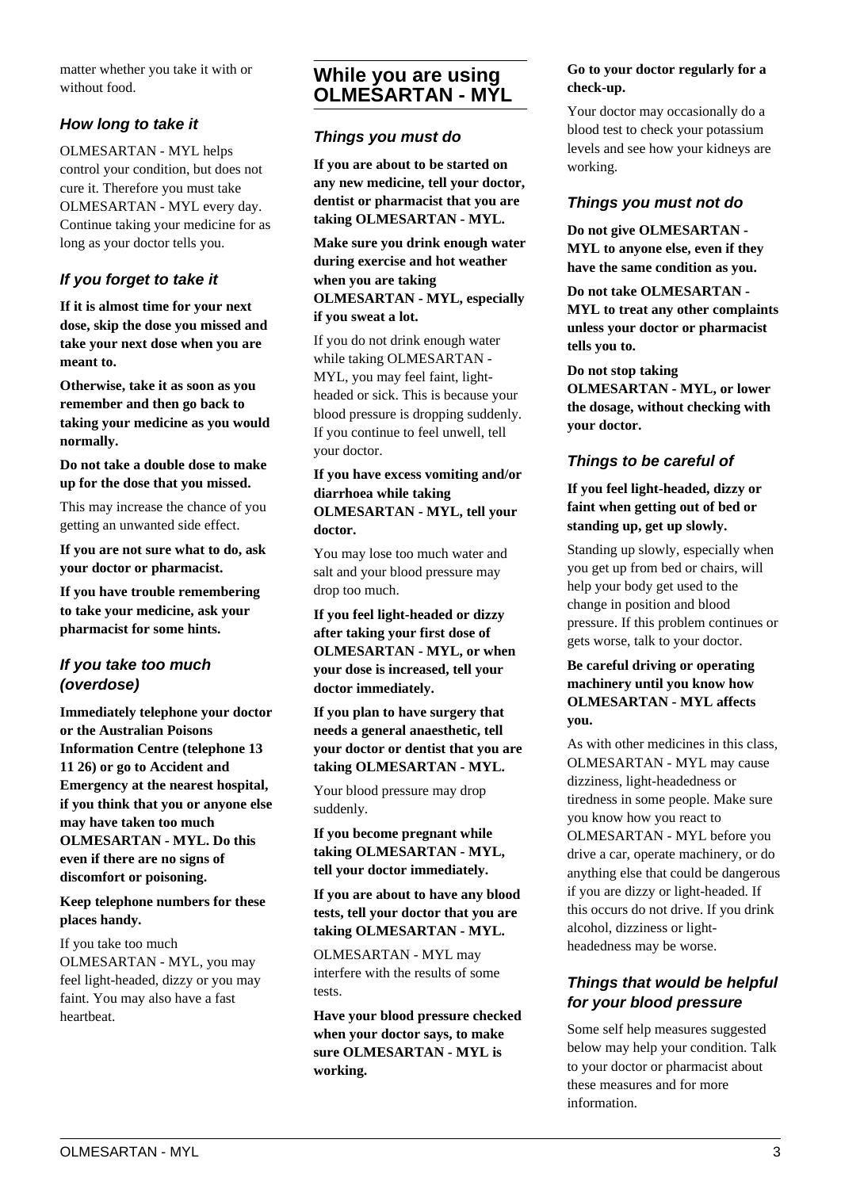matter whether you take it with or without food.

### How long to take it

OLMESARTAN - MYL helps control your condition, but does not cure it. Therefore you must take OLMESARTAN - MYL every day. Continue taking your medicine for as long as your doctor tells you.

### If you forget to take it

**If it is almost time for your next dose, skip the dose you missed and take your next dose when you are meant to.**

**Otherwise, take it as soon as you remember and then go back to taking your medicine as you would normally.**

**Do not take a double dose to make up for the dose that you missed.**

This may increase the chance of you getting an unwanted side effect.

**If you are not sure what to do, ask your doctor or pharmacist.**

**If you have trouble remembering to take your medicine, ask your pharmacist for some hints.**

### If you take too much (overdose)

**Immediately telephone your doctor or the Australian Poisons Information Centre (telephone 13 11 26) or go to Accident and Emergency at the nearest hospital, if you think that you or anyone else may have taken too much OLMESARTAN - MYL. Do this even if there are no signs of discomfort or poisoning.**

**Keep telephone numbers for these places handy.**

If you take too much OLMESARTAN - MYL, you may feel light-headed, dizzy or you may faint. You may also have a fast heartbeat.

## While you are using OLMESARTAN - MYL

### Things you must do

**If you are about to be started on any new medicine, tell your doctor, dentist or pharmacist that you are taking OLMESARTAN - MYL.**

**Make sure you drink enough water during exercise and hot weather when you are taking OLMESARTAN - MYL, especially if you sweat a lot.**

If you do not drink enough water while taking OLMESARTAN - MYL, you may feel faint, light-headed or sick. This is because your blood pressure is dropping suddenly. If you continue to feel unwell, tell your doctor.

**If you have excess vomiting and/or diarrhoea while taking OLMESARTAN - MYL, tell your doctor.**

You may lose too much water and salt and your blood pressure may drop too much.

**If you feel light-headed or dizzy after taking your first dose of OLMESARTAN - MYL, or when your dose is increased, tell your doctor immediately.**

**If you plan to have surgery that needs a general anaesthetic, tell your doctor or dentist that you are taking OLMESARTAN - MYL.**

Your blood pressure may drop suddenly.

**If you become pregnant while taking OLMESARTAN - MYL, tell your doctor immediately.**

**If you are about to have any blood tests, tell your doctor that you are taking OLMESARTAN - MYL.**

OLMESARTAN - MYL may interfere with the results of some tests.

**Have your blood pressure checked when your doctor says, to make sure OLMESARTAN - MYL is working.**

**Go to your doctor regularly for a check-up.**

Your doctor may occasionally do a blood test to check your potassium levels and see how your kidneys are working.

### Things you must not do

**Do not give OLMESARTAN - MYL to anyone else, even if they have the same condition as you.**

**Do not take OLMESARTAN - MYL to treat any other complaints unless your doctor or pharmacist tells you to.**

**Do not stop taking OLMESARTAN - MYL, or lower the dosage, without checking with your doctor.**

### Things to be careful of

**If you feel light-headed, dizzy or faint when getting out of bed or standing up, get up slowly.**

Standing up slowly, especially when you get up from bed or chairs, will help your body get used to the change in position and blood pressure. If this problem continues or gets worse, talk to your doctor.

**Be careful driving or operating machinery until you know how OLMESARTAN - MYL affects you.**

As with other medicines in this class, OLMESARTAN - MYL may cause dizziness, light-headedness or tiredness in some people. Make sure you know how you react to OLMESARTAN - MYL before you drive a car, operate machinery, or do anything else that could be dangerous if you are dizzy or light-headed. If this occurs do not drive. If you drink alcohol, dizziness or light-headedness may be worse.

### Things that would be helpful for your blood pressure

Some self help measures suggested below may help your condition. Talk to your doctor or pharmacist about these measures and for more information.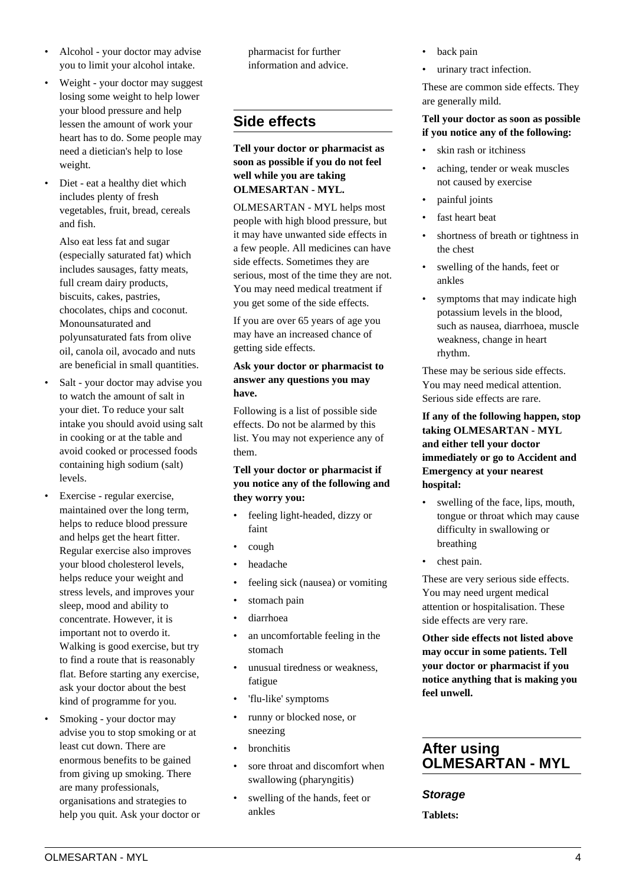- Alcohol - your doctor may advise you to limit your alcohol intake.
- Weight - your doctor may suggest losing some weight to help lower your blood pressure and help lessen the amount of work your heart has to do. Some people may need a dietician's help to lose weight.
- Diet - eat a healthy diet which includes plenty of fresh vegetables, fruit, bread, cereals and fish.

  Also eat less fat and sugar (especially saturated fat) which includes sausages, fatty meats, full cream dairy products, biscuits, cakes, pastries, chocolates, chips and coconut. Monounsaturated and polyunsaturated fats from olive oil, canola oil, avocado and nuts are beneficial in small quantities.
- Salt - your doctor may advise you to watch the amount of salt in your diet. To reduce your salt intake you should avoid using salt in cooking or at the table and avoid cooked or processed foods containing high sodium (salt) levels.
- Exercise - regular exercise, maintained over the long term, helps to reduce blood pressure and helps get the heart fitter. Regular exercise also improves your blood cholesterol levels, helps reduce your weight and stress levels, and improves your sleep, mood and ability to concentrate. However, it is important not to overdo it. Walking is good exercise, but try to find a route that is reasonably flat. Before starting any exercise, ask your doctor about the best kind of programme for you.
- Smoking - your doctor may advise you to stop smoking or at least cut down. There are enormous benefits to be gained from giving up smoking. There are many professionals, organisations and strategies to help you quit. Ask your doctor or pharmacist for further information and advice.

## Side effects

**Tell your doctor or pharmacist as soon as possible if you do not feel well while you are taking OLMESARTAN - MYL.**

OLMESARTAN - MYL helps most people with high blood pressure, but it may have unwanted side effects in a few people. All medicines can have side effects. Sometimes they are serious, most of the time they are not. You may need medical treatment if you get some of the side effects.

If you are over 65 years of age you may have an increased chance of getting side effects.

**Ask your doctor or pharmacist to answer any questions you may have.**

Following is a list of possible side effects. Do not be alarmed by this list. You may not experience any of them.

**Tell your doctor or pharmacist if you notice any of the following and they worry you:**

- feeling light-headed, dizzy or faint
- cough
- headache
- feeling sick (nausea) or vomiting
- stomach pain
- diarrhoea
- an uncomfortable feeling in the stomach
- unusual tiredness or weakness, fatigue
- 'flu-like' symptoms
- runny or blocked nose, or sneezing
- bronchitis
- sore throat and discomfort when swallowing (pharyngitis)
- swelling of the hands, feet or ankles
- back pain
- urinary tract infection.

These are common side effects. They are generally mild.

**Tell your doctor as soon as possible if you notice any of the following:**

- skin rash or itchiness
- aching, tender or weak muscles not caused by exercise
- painful joints
- fast heart beat
- shortness of breath or tightness in the chest
- swelling of the hands, feet or ankles
- symptoms that may indicate high potassium levels in the blood, such as nausea, diarrhoea, muscle weakness, change in heart rhythm.

These may be serious side effects. You may need medical attention. Serious side effects are rare.

**If any of the following happen, stop taking OLMESARTAN - MYL and either tell your doctor immediately or go to Accident and Emergency at your nearest hospital:**

- swelling of the face, lips, mouth, tongue or throat which may cause difficulty in swallowing or breathing
- chest pain.

These are very serious side effects. You may need urgent medical attention or hospitalisation. These side effects are very rare.

**Other side effects not listed above may occur in some patients. Tell your doctor or pharmacist if you notice anything that is making you feel unwell.**

## After using OLMESARTAN - MYL

### *Storage*

**Tablets:**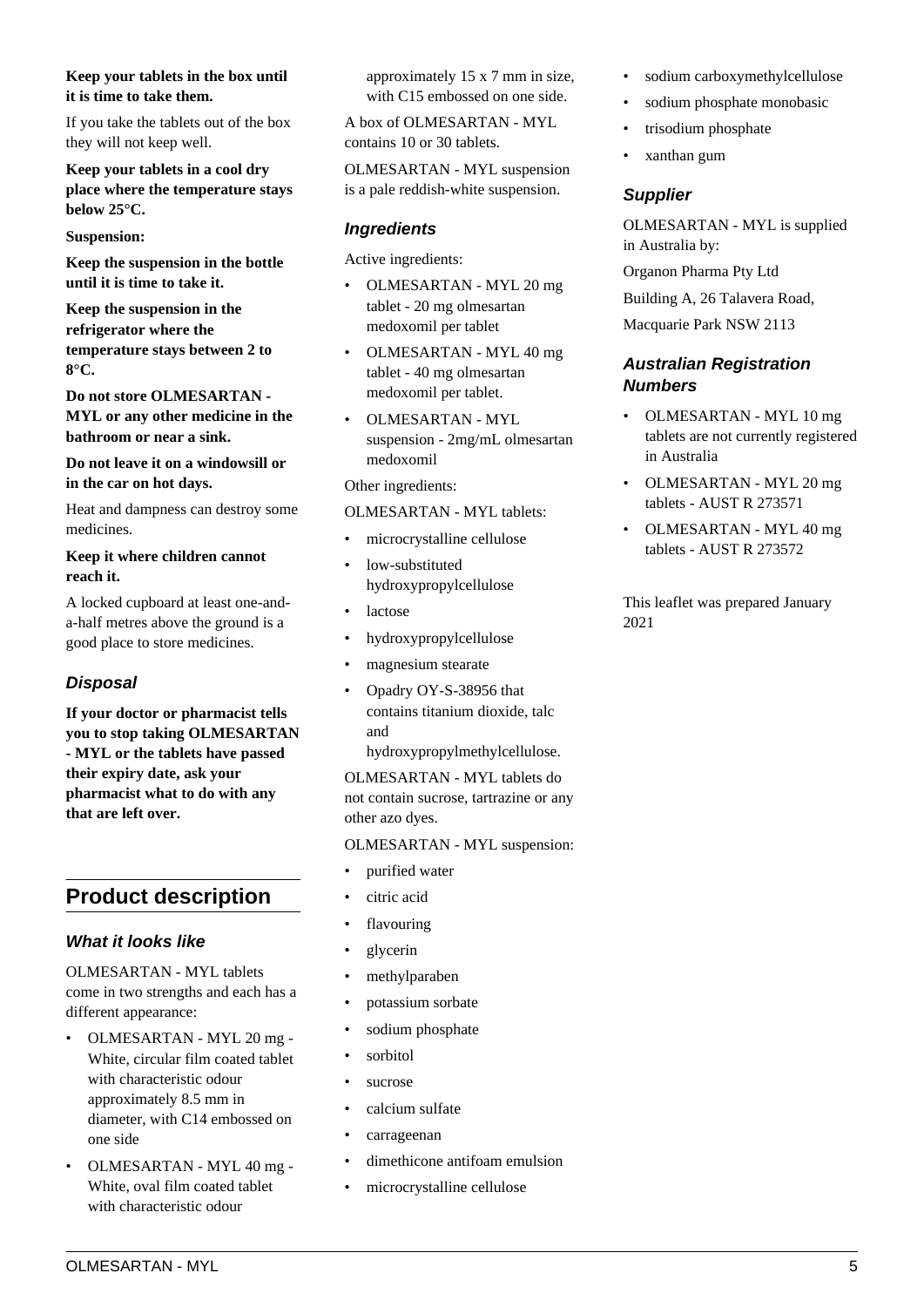**Keep your tablets in the box until it is time to take them.**

If you take the tablets out of the box they will not keep well.

**Keep your tablets in a cool dry place where the temperature stays below 25°C.**

**Suspension:**

**Keep the suspension in the bottle until it is time to take it.**

**Keep the suspension in the refrigerator where the temperature stays between 2 to 8°C.**

**Do not store OLMESARTAN - MYL or any other medicine in the bathroom or near a sink.**

**Do not leave it on a windowsill or in the car on hot days.**

Heat and dampness can destroy some medicines.

**Keep it where children cannot reach it.**

A locked cupboard at least one-and-a-half metres above the ground is a good place to store medicines.

### *Disposal*

**If your doctor or pharmacist tells you to stop taking OLMESARTAN - MYL or the tablets have passed their expiry date, ask your pharmacist what to do with any that are left over.**

## Product description

### *What it looks like*

OLMESARTAN - MYL tablets come in two strengths and each has a different appearance:

- OLMESARTAN - MYL 20 mg - White, circular film coated tablet with characteristic odour approximately 8.5 mm in diameter, with C14 embossed on one side
- OLMESARTAN - MYL 40 mg - White, oval film coated tablet with characteristic odour approximately 15 x 7 mm in size, with C15 embossed on one side.

A box of OLMESARTAN - MYL contains 10 or 30 tablets.

OLMESARTAN - MYL suspension is a pale reddish-white suspension.

### *Ingredients*

Active ingredients:

- OLMESARTAN - MYL 20 mg tablet - 20 mg olmesartan medoxomil per tablet
- OLMESARTAN - MYL 40 mg tablet - 40 mg olmesartan medoxomil per tablet.
- OLMESARTAN - MYL suspension - 2mg/mL olmesartan medoxomil

Other ingredients:

OLMESARTAN - MYL tablets:

- microcrystalline cellulose
- low-substituted hydroxypropylcellulose
- lactose
- hydroxypropylcellulose
- magnesium stearate
- Opadry OY-S-38956 that contains titanium dioxide, talc and hydroxypropylmethylcellulose.

OLMESARTAN - MYL tablets do not contain sucrose, tartrazine or any other azo dyes.

OLMESARTAN - MYL suspension:

- purified water
- citric acid
- flavouring
- glycerin
- methylparaben
- potassium sorbate
- sodium phosphate
- sorbitol
- sucrose
- calcium sulfate
- carrageenan
- dimethicone antifoam emulsion
- microcrystalline cellulose
- sodium carboxymethylcellulose
- sodium phosphate monobasic
- trisodium phosphate
- xanthan gum

### *Supplier*

OLMESARTAN - MYL is supplied in Australia by:

Organon Pharma Pty Ltd

Building A, 26 Talavera Road,

Macquarie Park NSW 2113

### *Australian Registration Numbers*

- OLMESARTAN - MYL 10 mg tablets are not currently registered in Australia
- OLMESARTAN - MYL 20 mg tablets - AUST R 273571
- OLMESARTAN - MYL 40 mg tablets - AUST R 273572

This leaflet was prepared January 2021